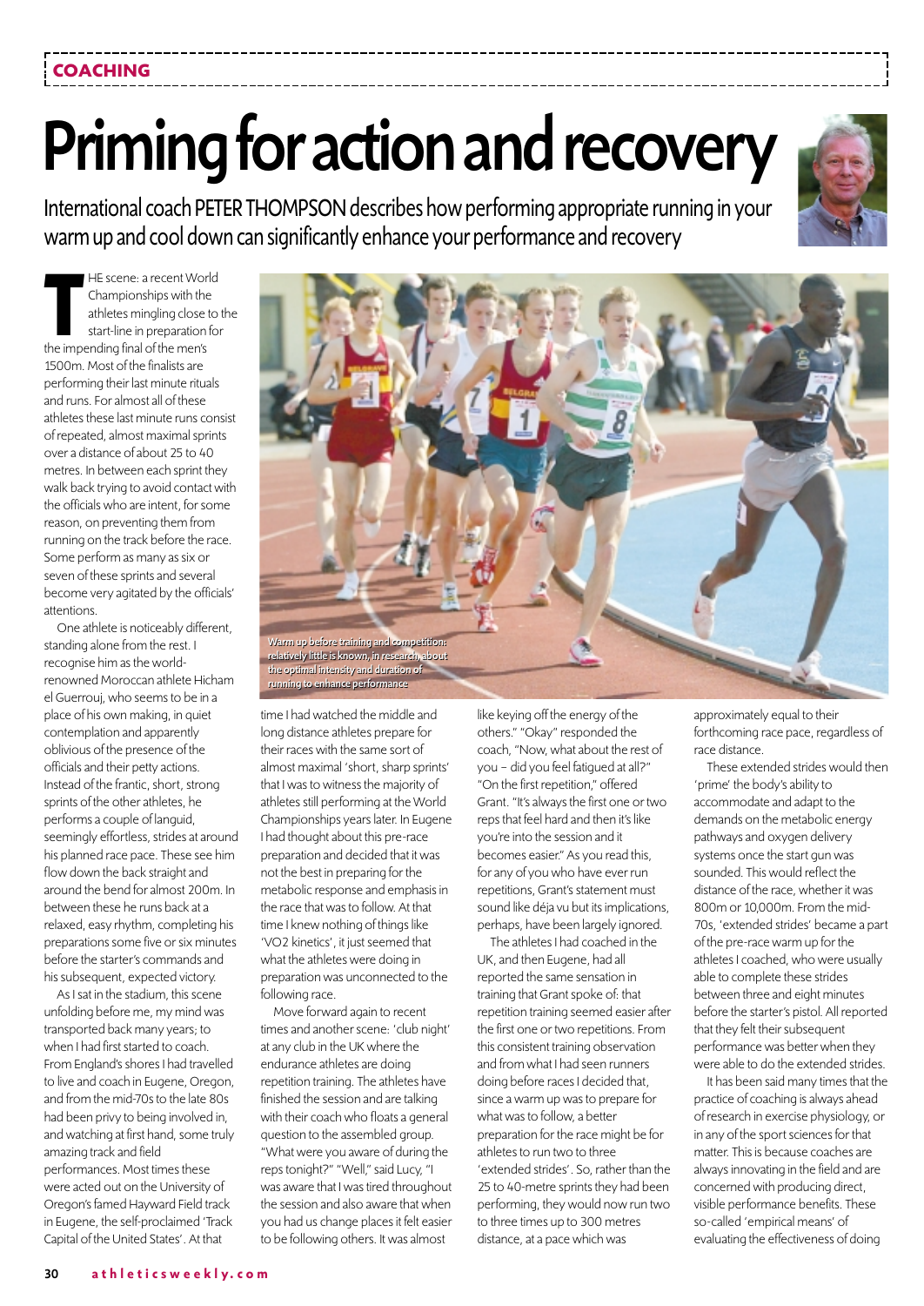COACHING

# Priming for action and recovery

International coach PETER THOMPSON describes how performing appropriate running in your warm up and cool down can significantly enhance your performance and recovery

THE scene: a recent World Championships with the athletes mingling close to the start-line in preparation for the impending final of the men's 1500m. Most of the finalists are performing their last minute rituals and runs. For almost all of these athletes these last minute runs consist of repeated, almost maximal sprints over a distance of about 25 to 40 metres. In between each sprint they walk back trying to avoid contact with the officials who are intent, for some reason, on preventing them from running on the track before the race. Some perform as many as six or seven of these sprints and several become very agitated by the officials' attentions.

One athlete is noticeably different, standing alone from the rest. I recognise him as the world-renowned Moroccan athlete Hicham el Guerrouj, who seems to be in a place of his own making, in quiet contemplation and apparently oblivious of the presence of the officials and their petty actions. Instead of the frantic, short, strong sprints of the other athletes, he performs a couple of languid, seemingly effortless, strides at around his planned race pace. These see him flow down the back straight and around the bend for almost 200m. In between these he runs back at a relaxed, easy rhythm, completing his preparations some five or six minutes before the starter's commands and his subsequent, expected victory.

As I sat in the stadium, this scene unfolding before me, my mind was transported back many years; to when I had first started to coach. From England's shores I had travelled to live and coach in Eugene, Oregon, and from the mid-70s to the late 80s had been privy to being involved in, and watching at first hand, some truly amazing track and field performances. Most times these were acted out on the University of Oregon's famed Hayward Field track in Eugene, the self-proclaimed 'Track Capital of the United States'. At that time I had watched the middle and long distance athletes prepare for their races with the same sort of almost maximal 'short, sharp sprints' that I was to witness the majority of athletes still performing at the World Championships years later. In Eugene I had thought about this pre-race preparation and decided that it was not the best in preparing for the metabolic response and emphasis in the race that was to follow. At that time I knew nothing of things like 'VO2 kinetics', it just seemed that what the athletes were doing in preparation was unconnected to the following race.

Warm up before training and competition: relatively little is known, in research, about the optimal intensity and duration of running to enhance performance

Move forward again to recent times and another scene: 'club night' at any club in the UK where the endurance athletes are doing repetition training. The athletes have finished the session and are talking with their coach who floats a general question to the assembled group. "What were you aware of during the reps tonight?" "Well," said Lucy, "I was aware that I was tired throughout the session and also aware that when you had us change places it felt easier to be following others. It was almost like keying off the energy of the others." "Okay" responded the coach, "Now, what about the rest of you – did you feel fatigued at all?" "On the first repetition," offered Grant. "It's always the first one or two reps that feel hard and then it's like you're into the session and it becomes easier." As you read this, for any of you who have ever run repetitions, Grant's statement must sound like déja vu but its implications, perhaps, have been largely ignored.

The athletes I had coached in the UK, and then Eugene, had all reported the same sensation in training that Grant spoke of: that repetition training seemed easier after the first one or two repetitions. From this consistent training observation and from what I had seen runners doing before races I decided that, since a warm up was to prepare for what was to follow, a better preparation for the race might be for athletes to run two to three 'extended strides'. So, rather than the 25 to 40-metre sprints they had been performing, they would now run two to three times up to 300 metres distance, at a pace which was approximately equal to their forthcoming race pace, regardless of race distance.

These extended strides would then 'prime' the body's ability to accommodate and adapt to the demands on the metabolic energy pathways and oxygen delivery systems once the start gun was sounded. This would reflect the distance of the race, whether it was 800m or 10,000m. From the mid-70s, 'extended strides' became a part of the pre-race warm up for the athletes I coached, who were usually able to complete these strides between three and eight minutes before the starter's pistol. All reported that they felt their subsequent performance was better when they were able to do the extended strides.

It has been said many times that the practice of coaching is always ahead of research in exercise physiology, or in any of the sport sciences for that matter. This is because coaches are always innovating in the field and are concerned with producing direct, visible performance benefits. These so-called 'empirical means' of evaluating the effectiveness of doing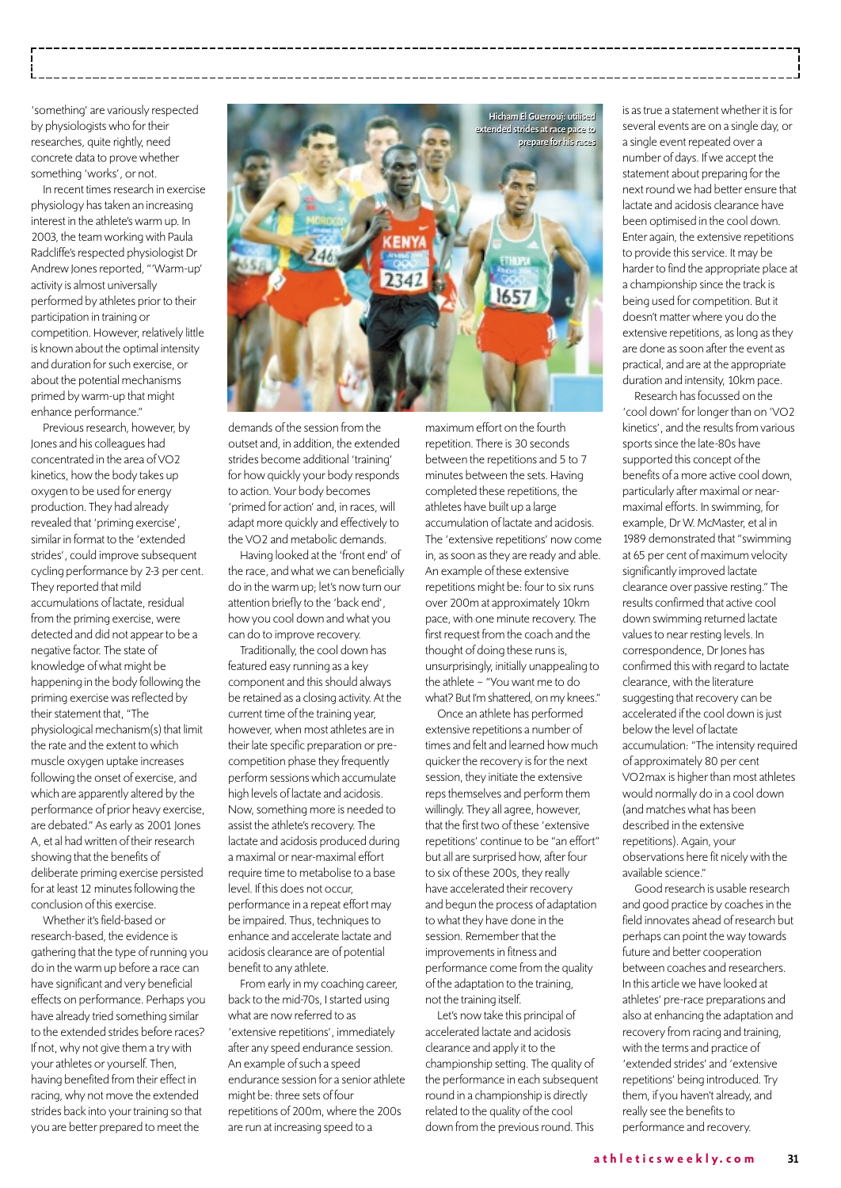'something' are variously respected by physiologists who for their researches, quite rightly, need concrete data to prove whether something 'works', or not.

In recent times research in exercise physiology has taken an increasing interest in the athlete's warm up. In 2003, the team working with Paula Radcliffe's respected physiologist Dr Andrew Jones reported, "'Warm-up' activity is almost universally performed by athletes prior to their participation in training or competition. However, relatively little is known about the optimal intensity and duration for such exercise, or about the potential mechanisms primed by warm-up that might enhance performance."

Previous research, however, by Jones and his colleagues had concentrated in the area of VO2 kinetics, how the body takes up oxygen to be used for energy production. They had already revealed that 'priming exercise', similar in format to the 'extended strides', could improve subsequent cycling performance by 2-3 per cent. They reported that mild accumulations of lactate, residual from the priming exercise, were detected and did not appear to be a negative factor. The state of knowledge of what might be happening in the body following the priming exercise was reflected by their statement that, "The physiological mechanism(s) that limit the rate and the extent to which muscle oxygen uptake increases following the onset of exercise, and which are apparently altered by the performance of prior heavy exercise, are debated." As early as 2001 Jones A, et al had written of their research showing that the benefits of deliberate priming exercise persisted for at least 12 minutes following the conclusion of this exercise.

Whether it's field-based or research-based, the evidence is gathering that the type of running you do in the warm up before a race can have significant and very beneficial effects on performance. Perhaps you have already tried something similar to the extended strides before races? If not, why not give them a try with your athletes or yourself. Then, having benefited from their effect in racing, why not move the extended strides back into your training so that you are better prepared to meet the demands of the session from the outset and, in addition, the extended strides become additional 'training' for how quickly your body responds to action. Your body becomes 'primed for action' and, in races, will adapt more quickly and effectively to the VO2 and metabolic demands.

Hicham El Guerrouj: utilised extended strides at race pace to prepare for his races

Having looked at the 'front end' of the race, and what we can beneficially do in the warm up; let's now turn our attention briefly to the 'back end', how you cool down and what you can do to improve recovery.

Traditionally, the cool down has featured easy running as a key component and this should always be retained as a closing activity. At the current time of the training year, however, when most athletes are in their late specific preparation or pre-competition phase they frequently perform sessions which accumulate high levels of lactate and acidosis. Now, something more is needed to assist the athlete's recovery. The lactate and acidosis produced during a maximal or near-maximal effort require time to metabolise to a base level. If this does not occur, performance in a repeat effort may be impaired. Thus, techniques to enhance and accelerate lactate and acidosis clearance are of potential benefit to any athlete.

From early in my coaching career, back to the mid-70s, I started using what are now referred to as 'extensive repetitions', immediately after any speed endurance session. An example of such a speed endurance session for a senior athlete might be: three sets of four repetitions of 200m, where the 200s are run at increasing speed to a maximum effort on the fourth repetition. There is 30 seconds between the repetitions and 5 to 7 minutes between the sets. Having completed these repetitions, the athletes have built up a large accumulation of lactate and acidosis. The 'extensive repetitions' now come in, as soon as they are ready and able. An example of these extensive repetitions might be: four to six runs over 200m at approximately 10km pace, with one minute recovery. The first request from the coach and the thought of doing these runs is, unsurprisingly, initially unappealing to the athlete – "You want me to do what? But I'm shattered, on my knees."

Once an athlete has performed extensive repetitions a number of times and felt and learned how much quicker the recovery is for the next session, they initiate the extensive reps themselves and perform them willingly. They all agree, however, that the first two of these 'extensive repetitions' continue to be "an effort" but all are surprised how, after four to six of these 200s, they really have accelerated their recovery and begun the process of adaptation to what they have done in the session. Remember that the improvements in fitness and performance come from the quality of the adaptation to the training, not the training itself.

Let's now take this principal of accelerated lactate and acidosis clearance and apply it to the championship setting. The quality of the performance in each subsequent round in a championship is directly related to the quality of the cool down from the previous round. This is as true a statement whether it is for several events are on a single day, or a single event repeated over a number of days. If we accept the statement about preparing for the next round we had better ensure that lactate and acidosis clearance have been optimised in the cool down. Enter again, the extensive repetitions to provide this service. It may be harder to find the appropriate place at a championship since the track is being used for competition. But it doesn't matter where you do the extensive repetitions, as long as they are done as soon after the event as practical, and are at the appropriate duration and intensity, 10km pace.

Research has focussed on the 'cool down' for longer than on 'VO2 kinetics', and the results from various sports since the late-80s have supported this concept of the benefits of a more active cool down, particularly after maximal or near-maximal efforts. In swimming, for example, Dr W. McMaster, et al in 1989 demonstrated that "swimming at 65 per cent of maximum velocity significantly improved lactate clearance over passive resting." The results confirmed that active cool down swimming returned lactate values to near resting levels. In correspondence, Dr Jones has confirmed this with regard to lactate clearance, with the literature suggesting that recovery can be accelerated if the cool down is just below the level of lactate accumulation: "The intensity required of approximately 80 per cent VO2max is higher than most athletes would normally do in a cool down (and matches what has been described in the extensive repetitions). Again, your observations here fit nicely with the available science."

Good research is usable research and good practice by coaches in the field innovates ahead of research but perhaps can point the way towards future and better cooperation between coaches and researchers. In this article we have looked at athletes' pre-race preparations and also at enhancing the adaptation and recovery from racing and training, with the terms and practice of 'extended strides' and 'extensive repetitions' being introduced. Try them, if you haven't already, and really see the benefits to performance and recovery.